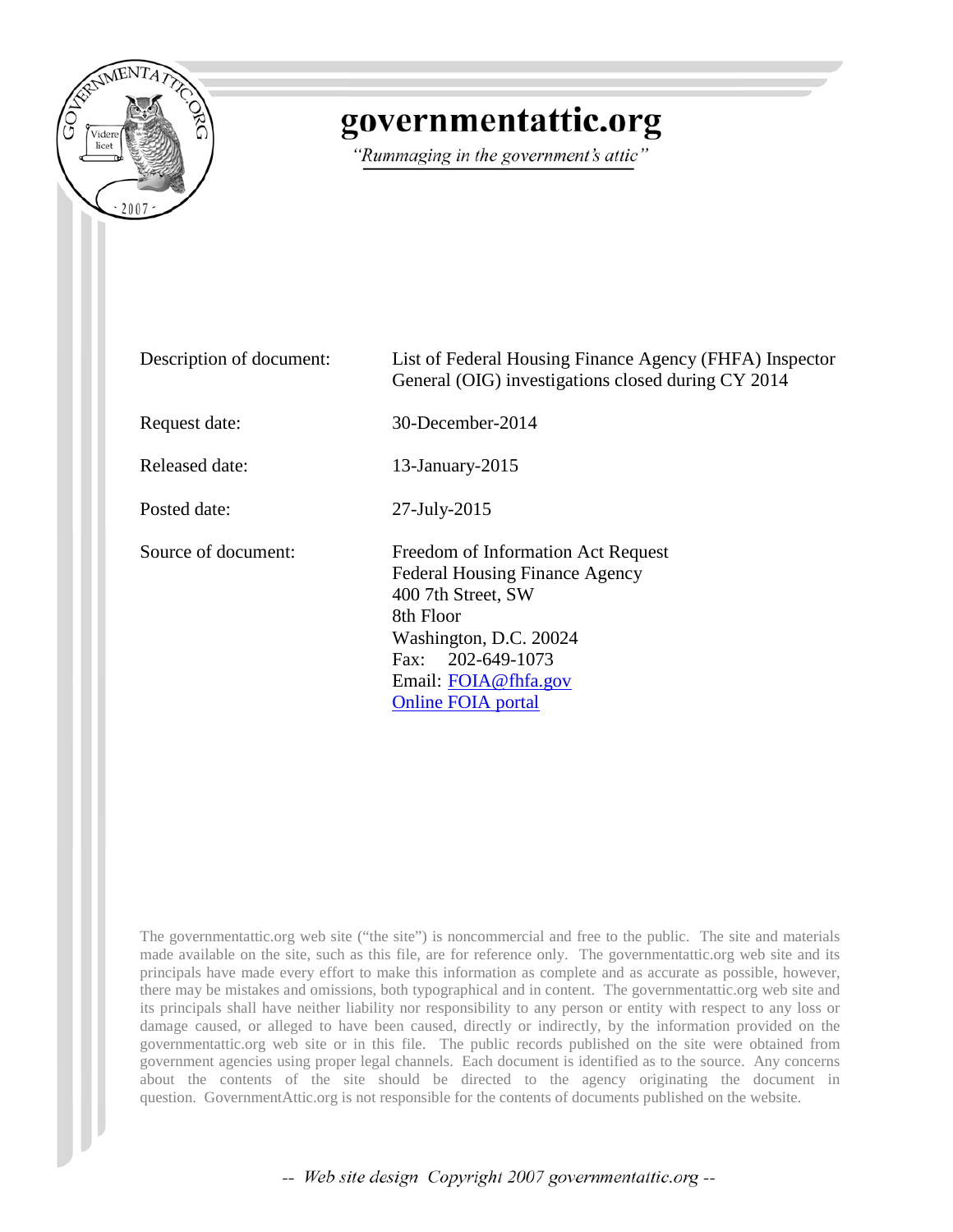# governmentattic.org

*"Rummaging in the government's attic"*

| | |
|---|---|
| Description of document: | List of Federal Housing Finance Agency (FHFA) Inspector General (OIG) investigations closed during CY 2014 |
| Request date: | 30-December-2014 |
| Released date: | 13-January-2015 |
| Posted date: | 27-July-2015 |
| Source of document: | Freedom of Information Act Request<br>Federal Housing Finance Agency<br>400 7th Street, SW<br>8th Floor<br>Washington, D.C. 20024<br>Fax: 202-649-1073<br>Email: FOIA@fhfa.gov<br>Online FOIA portal |

The governmentattic.org web site ("the site") is noncommercial and free to the public. The site and materials made available on the site, such as this file, are for reference only. The governmentattic.org web site and its principals have made every effort to make this information as complete and as accurate as possible, however, there may be mistakes and omissions, both typographical and in content. The governmentattic.org web site and its principals shall have neither liability nor responsibility to any person or entity with respect to any loss or damage caused, or alleged to have been caused, directly or indirectly, by the information provided on the governmentattic.org web site or in this file. The public records published on the site were obtained from government agencies using proper legal channels. Each document is identified as to the source. Any concerns about the contents of the site should be directed to the agency originating the document in question. GovernmentAttic.org is not responsible for the contents of documents published on the website.

-- Web site design Copyright 2007 governmentattic.org --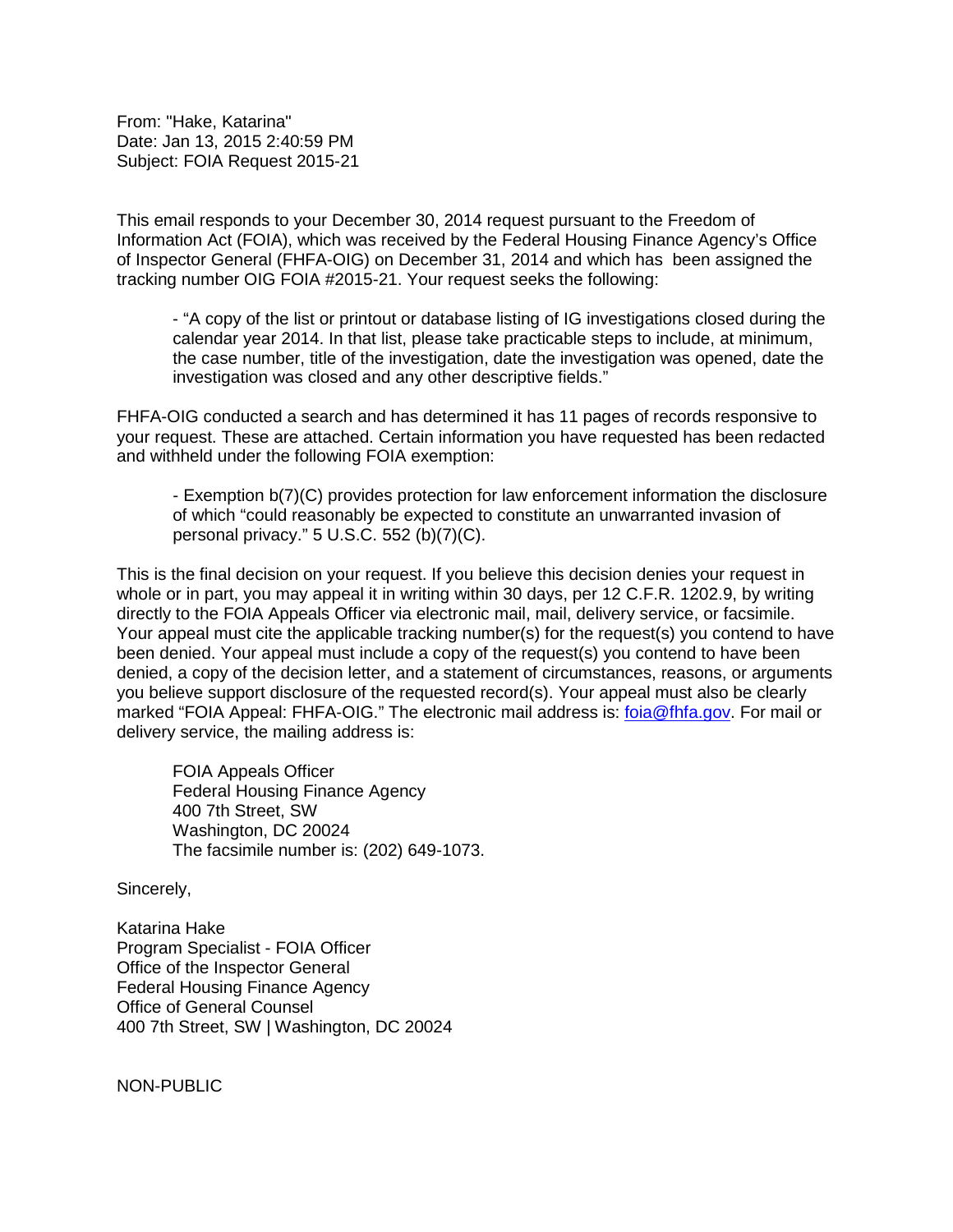From: "Hake, Katarina"
Date: Jan 13, 2015 2:40:59 PM
Subject: FOIA Request 2015-21

This email responds to your December 30, 2014 request pursuant to the Freedom of Information Act (FOIA), which was received by the Federal Housing Finance Agency's Office of Inspector General (FHFA-OIG) on December 31, 2014 and which has been assigned the tracking number OIG FOIA #2015-21. Your request seeks the following:

> - "A copy of the list or printout or database listing of IG investigations closed during the calendar year 2014. In that list, please take practicable steps to include, at minimum, the case number, title of the investigation, date the investigation was opened, date the investigation was closed and any other descriptive fields."

FHFA-OIG conducted a search and has determined it has 11 pages of records responsive to your request. These are attached. Certain information you have requested has been redacted and withheld under the following FOIA exemption:

> - Exemption b(7)(C) provides protection for law enforcement information the disclosure of which "could reasonably be expected to constitute an unwarranted invasion of personal privacy." 5 U.S.C. 552 (b)(7)(C).

This is the final decision on your request. If you believe this decision denies your request in whole or in part, you may appeal it in writing within 30 days, per 12 C.F.R. 1202.9, by writing directly to the FOIA Appeals Officer via electronic mail, mail, delivery service, or facsimile. Your appeal must cite the applicable tracking number(s) for the request(s) you contend to have been denied. Your appeal must include a copy of the request(s) you contend to have been denied, a copy of the decision letter, and a statement of circumstances, reasons, or arguments you believe support disclosure of the requested record(s). Your appeal must also be clearly marked "FOIA Appeal: FHFA-OIG." The electronic mail address is: foia@fhfa.gov. For mail or delivery service, the mailing address is:

> FOIA Appeals Officer
> Federal Housing Finance Agency
> 400 7th Street, SW
> Washington, DC 20024
> The facsimile number is: (202) 649-1073.

Sincerely,

Katarina Hake
Program Specialist - FOIA Officer
Office of the Inspector General
Federal Housing Finance Agency
Office of General Counsel
400 7th Street, SW | Washington, DC 20024

NON-PUBLIC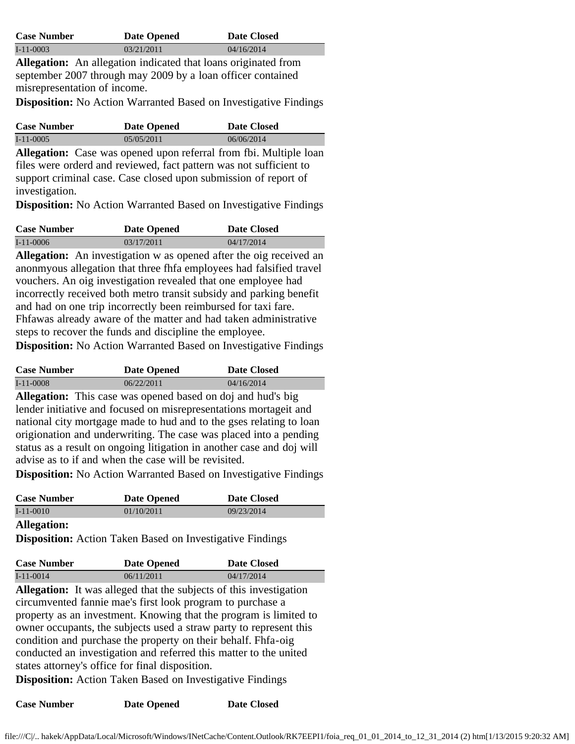| Case Number | Date Opened | Date Closed |
|---|---|---|
| I-11-0003 | 03/21/2011 | 04/16/2014 |

**Allegation:** An allegation indicated that loans originated from september 2007 through may 2009 by a loan officer contained misrepresentation of income.

**Disposition:** No Action Warranted Based on Investigative Findings

| Case Number | Date Opened | Date Closed |
|---|---|---|
| I-11-0005 | 05/05/2011 | 06/06/2014 |

**Allegation:** Case was opened upon referral from fbi. Multiple loan files were orderd and reviewed, fact pattern was not sufficient to support criminal case. Case closed upon submission of report of investigation.

**Disposition:** No Action Warranted Based on Investigative Findings

| Case Number | Date Opened | Date Closed |
|---|---|---|
| I-11-0006 | 03/17/2011 | 04/17/2014 |

**Allegation:** An investigation w as opened after the oig received an anonmyous allegation that three fhfa employees had falsified travel vouchers. An oig investigation revealed that one employee had incorrectly received both metro transit subsidy and parking benefit and had on one trip incorrectly been reimbursed for taxi fare. Fhfawas already aware of the matter and had taken administrative steps to recover the funds and discipline the employee.

**Disposition:** No Action Warranted Based on Investigative Findings

| Case Number | Date Opened | Date Closed |
|---|---|---|
| I-11-0008 | 06/22/2011 | 04/16/2014 |

**Allegation:** This case was opened based on doj and hud's big lender initiative and focused on misrepresentations mortageit and national city mortgage made to hud and to the gses relating to loan origionation and underwriting. The case was placed into a pending status as a result on ongoing litigation in another case and doj will advise as to if and when the case will be revisited.

**Disposition:** No Action Warranted Based on Investigative Findings

| Case Number | Date Opened | Date Closed |
|---|---|---|
| I-11-0010 | 01/10/2011 | 09/23/2014 |

**Allegation:**

**Disposition:** Action Taken Based on Investigative Findings

| Case Number | Date Opened | Date Closed |
|---|---|---|
| I-11-0014 | 06/11/2011 | 04/17/2014 |

**Allegation:** It was alleged that the subjects of this investigation circumvented fannie mae's first look program to purchase a property as an investment. Knowing that the program is limited to owner occupants, the subjects used a straw party to represent this condition and purchase the property on their behalf. Fhfa-oig conducted an investigation and referred this matter to the united states attorney's office for final disposition.

**Disposition:** Action Taken Based on Investigative Findings

| Case Number | Date Opened | Date Closed |
|---|---|---|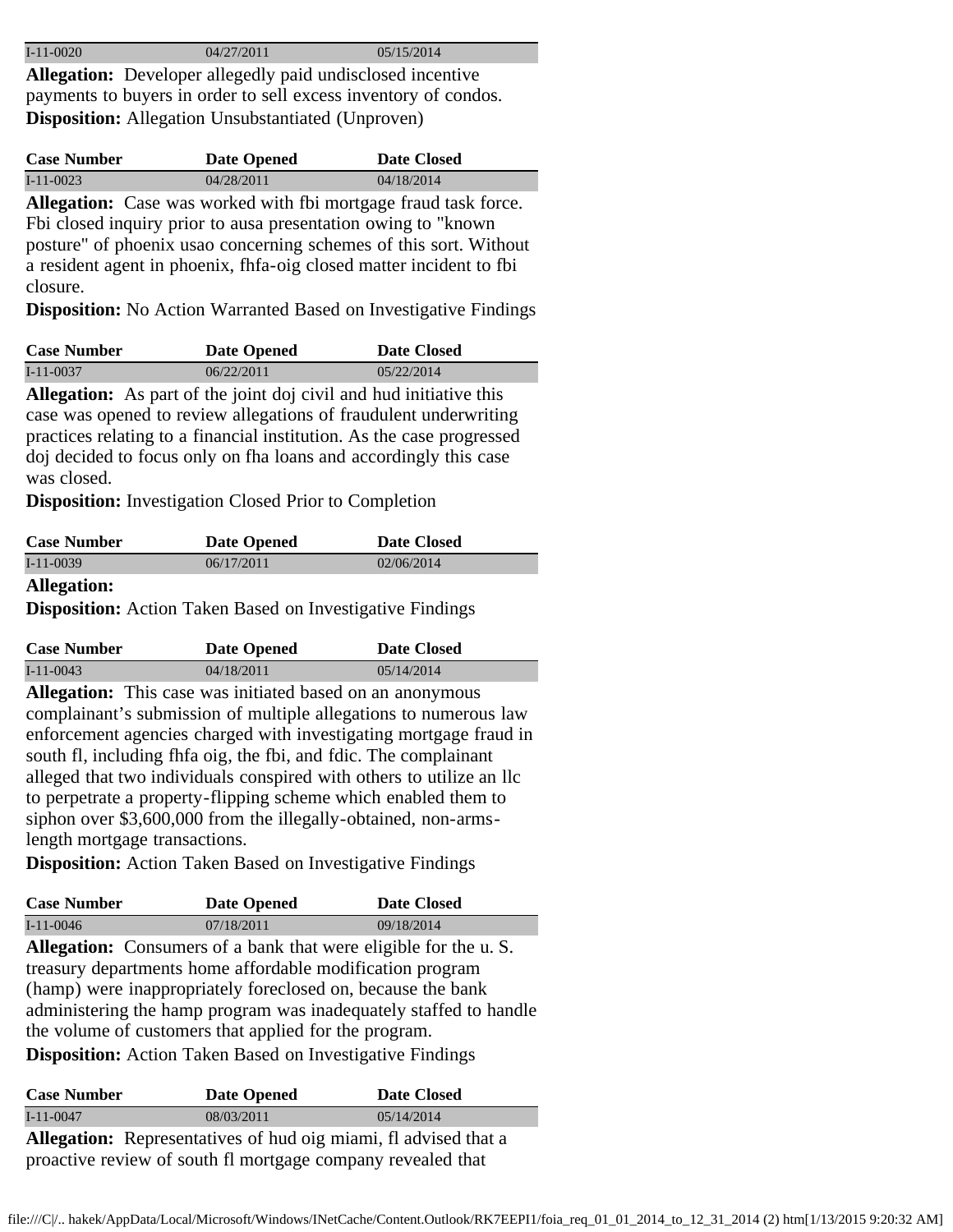| Case Number | Date Opened | Date Closed |
|---|---|---|
| I-11-0020 | 04/27/2011 | 05/15/2014 |

**Allegation:** Developer allegedly paid undisclosed incentive payments to buyers in order to sell excess inventory of condos.
**Disposition:** Allegation Unsubstantiated (Unproven)

| Case Number | Date Opened | Date Closed |
|---|---|---|
| I-11-0023 | 04/28/2011 | 04/18/2014 |

**Allegation:** Case was worked with fbi mortgage fraud task force. Fbi closed inquiry prior to ausa presentation owing to "known posture" of phoenix usao concerning schemes of this sort. Without a resident agent in phoenix, fhfa-oig closed matter incident to fbi closure.
**Disposition:** No Action Warranted Based on Investigative Findings

| Case Number | Date Opened | Date Closed |
|---|---|---|
| I-11-0037 | 06/22/2011 | 05/22/2014 |

**Allegation:** As part of the joint doj civil and hud initiative this case was opened to review allegations of fraudulent underwriting practices relating to a financial institution. As the case progressed doj decided to focus only on fha loans and accordingly this case was closed.
**Disposition:** Investigation Closed Prior to Completion

| Case Number | Date Opened | Date Closed |
|---|---|---|
| I-11-0039 | 06/17/2011 | 02/06/2014 |

**Allegation:**
**Disposition:** Action Taken Based on Investigative Findings

| Case Number | Date Opened | Date Closed |
|---|---|---|
| I-11-0043 | 04/18/2011 | 05/14/2014 |

**Allegation:** This case was initiated based on an anonymous complainant's submission of multiple allegations to numerous law enforcement agencies charged with investigating mortgage fraud in south fl, including fhfa oig, the fbi, and fdic. The complainant alleged that two individuals conspired with others to utilize an llc to perpetrate a property-flipping scheme which enabled them to siphon over $3,600,000 from the illegally-obtained, non-arms-length mortgage transactions.
**Disposition:** Action Taken Based on Investigative Findings

| Case Number | Date Opened | Date Closed |
|---|---|---|
| I-11-0046 | 07/18/2011 | 09/18/2014 |

**Allegation:** Consumers of a bank that were eligible for the u. S. treasury departments home affordable modification program (hamp) were inappropriately foreclosed on, because the bank administering the hamp program was inadequately staffed to handle the volume of customers that applied for the program.
**Disposition:** Action Taken Based on Investigative Findings

| Case Number | Date Opened | Date Closed |
|---|---|---|
| I-11-0047 | 08/03/2011 | 05/14/2014 |

**Allegation:** Representatives of hud oig miami, fl advised that a proactive review of south fl mortgage company revealed that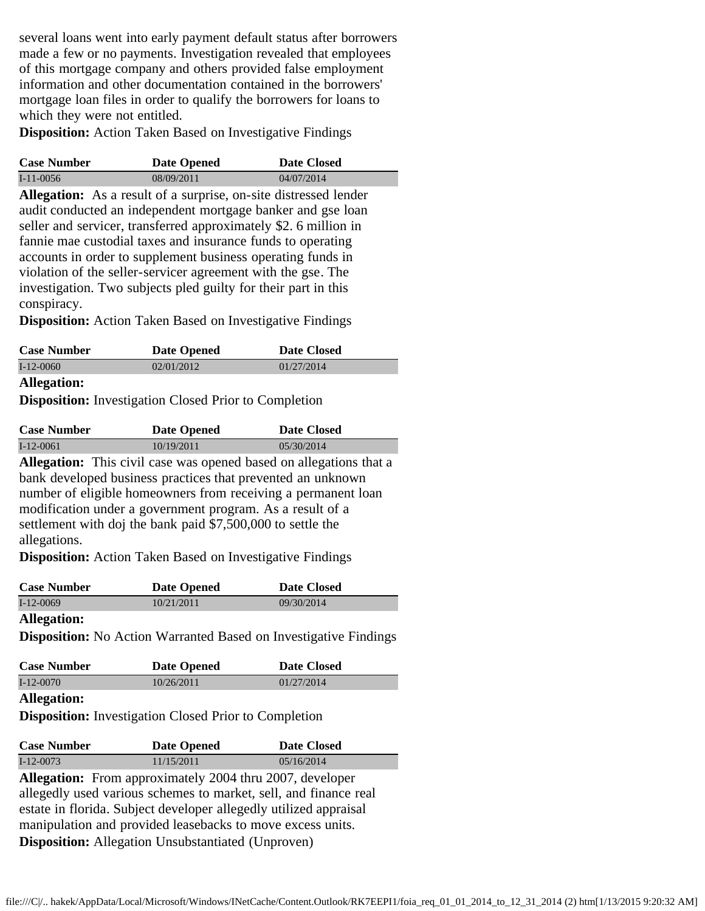several loans went into early payment default status after borrowers made a few or no payments. Investigation revealed that employees of this mortgage company and others provided false employment information and other documentation contained in the borrowers' mortgage loan files in order to qualify the borrowers for loans to which they were not entitled.

**Disposition:** Action Taken Based on Investigative Findings

| Case Number | Date Opened | Date Closed |
|---|---|---|
| I-11-0056 | 08/09/2011 | 04/07/2014 |

**Allegation:** As a result of a surprise, on-site distressed lender audit conducted an independent mortgage banker and gse loan seller and servicer, transferred approximately $2. 6 million in fannie mae custodial taxes and insurance funds to operating accounts in order to supplement business operating funds in violation of the seller-servicer agreement with the gse. The investigation. Two subjects pled guilty for their part in this conspiracy.

**Disposition:** Action Taken Based on Investigative Findings

| Case Number | Date Opened | Date Closed |
|---|---|---|
| I-12-0060 | 02/01/2012 | 01/27/2014 |

**Allegation:**

**Disposition:** Investigation Closed Prior to Completion

| Case Number | Date Opened | Date Closed |
|---|---|---|
| I-12-0061 | 10/19/2011 | 05/30/2014 |

**Allegation:** This civil case was opened based on allegations that a bank developed business practices that prevented an unknown number of eligible homeowners from receiving a permanent loan modification under a government program. As a result of a settlement with doj the bank paid $7,500,000 to settle the allegations.

**Disposition:** Action Taken Based on Investigative Findings

| Case Number | Date Opened | Date Closed |
|---|---|---|
| I-12-0069 | 10/21/2011 | 09/30/2014 |

**Allegation:**

**Disposition:** No Action Warranted Based on Investigative Findings

| Case Number | Date Opened | Date Closed |
|---|---|---|
| I-12-0070 | 10/26/2011 | 01/27/2014 |

**Allegation:**

**Disposition:** Investigation Closed Prior to Completion

| Case Number | Date Opened | Date Closed |
|---|---|---|
| I-12-0073 | 11/15/2011 | 05/16/2014 |

**Allegation:** From approximately 2004 thru 2007, developer allegedly used various schemes to market, sell, and finance real estate in florida. Subject developer allegedly utilized appraisal manipulation and provided leasebacks to move excess units.

**Disposition:** Allegation Unsubstantiated (Unproven)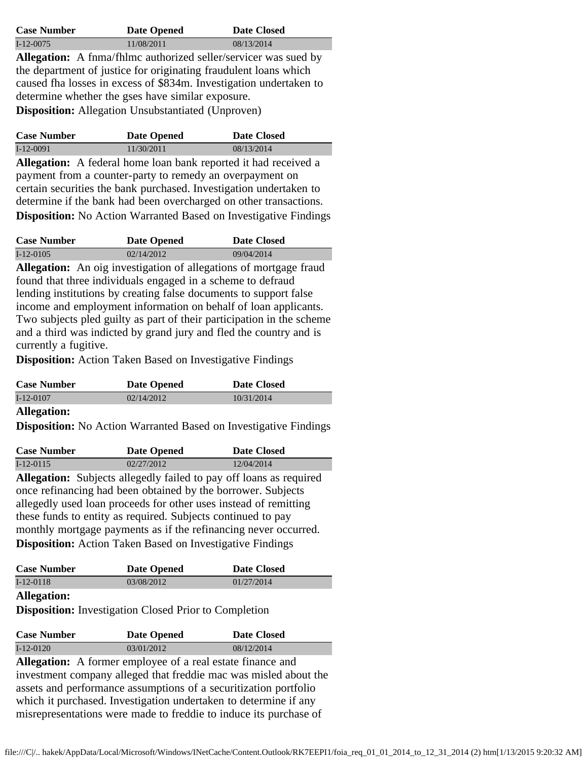| Case Number | Date Opened | Date Closed |
|---|---|---|
| I-12-0075 | 11/08/2011 | 08/13/2014 |

**Allegation:** A fnma/fhlmc authorized seller/servicer was sued by the department of justice for originating fraudulent loans which caused fha losses in excess of $834m. Investigation undertaken to determine whether the gses have similar exposure.

**Disposition:** Allegation Unsubstantiated (Unproven)

| Case Number | Date Opened | Date Closed |
|---|---|---|
| I-12-0091 | 11/30/2011 | 08/13/2014 |

**Allegation:** A federal home loan bank reported it had received a payment from a counter-party to remedy an overpayment on certain securities the bank purchased. Investigation undertaken to determine if the bank had been overcharged on other transactions.

**Disposition:** No Action Warranted Based on Investigative Findings

| Case Number | Date Opened | Date Closed |
|---|---|---|
| I-12-0105 | 02/14/2012 | 09/04/2014 |

**Allegation:** An oig investigation of allegations of mortgage fraud found that three individuals engaged in a scheme to defraud lending institutions by creating false documents to support false income and employment information on behalf of loan applicants. Two subjects pled guilty as part of their participation in the scheme and a third was indicted by grand jury and fled the country and is currently a fugitive.

**Disposition:** Action Taken Based on Investigative Findings

| Case Number | Date Opened | Date Closed |
|---|---|---|
| I-12-0107 | 02/14/2012 | 10/31/2014 |

**Allegation:**

**Disposition:** No Action Warranted Based on Investigative Findings

| Case Number | Date Opened | Date Closed |
|---|---|---|
| I-12-0115 | 02/27/2012 | 12/04/2014 |

**Allegation:** Subjects allegedly failed to pay off loans as required once refinancing had been obtained by the borrower. Subjects allegedly used loan proceeds for other uses instead of remitting these funds to entity as required. Subjects continued to pay monthly mortgage payments as if the refinancing never occurred.

**Disposition:** Action Taken Based on Investigative Findings

| Case Number | Date Opened | Date Closed |
|---|---|---|
| I-12-0118 | 03/08/2012 | 01/27/2014 |

**Allegation:**

**Disposition:** Investigation Closed Prior to Completion

| Case Number | Date Opened | Date Closed |
|---|---|---|
| I-12-0120 | 03/01/2012 | 08/12/2014 |

**Allegation:** A former employee of a real estate finance and investment company alleged that freddie mac was misled about the assets and performance assumptions of a securitization portfolio which it purchased. Investigation undertaken to determine if any misrepresentations were made to freddie to induce its purchase of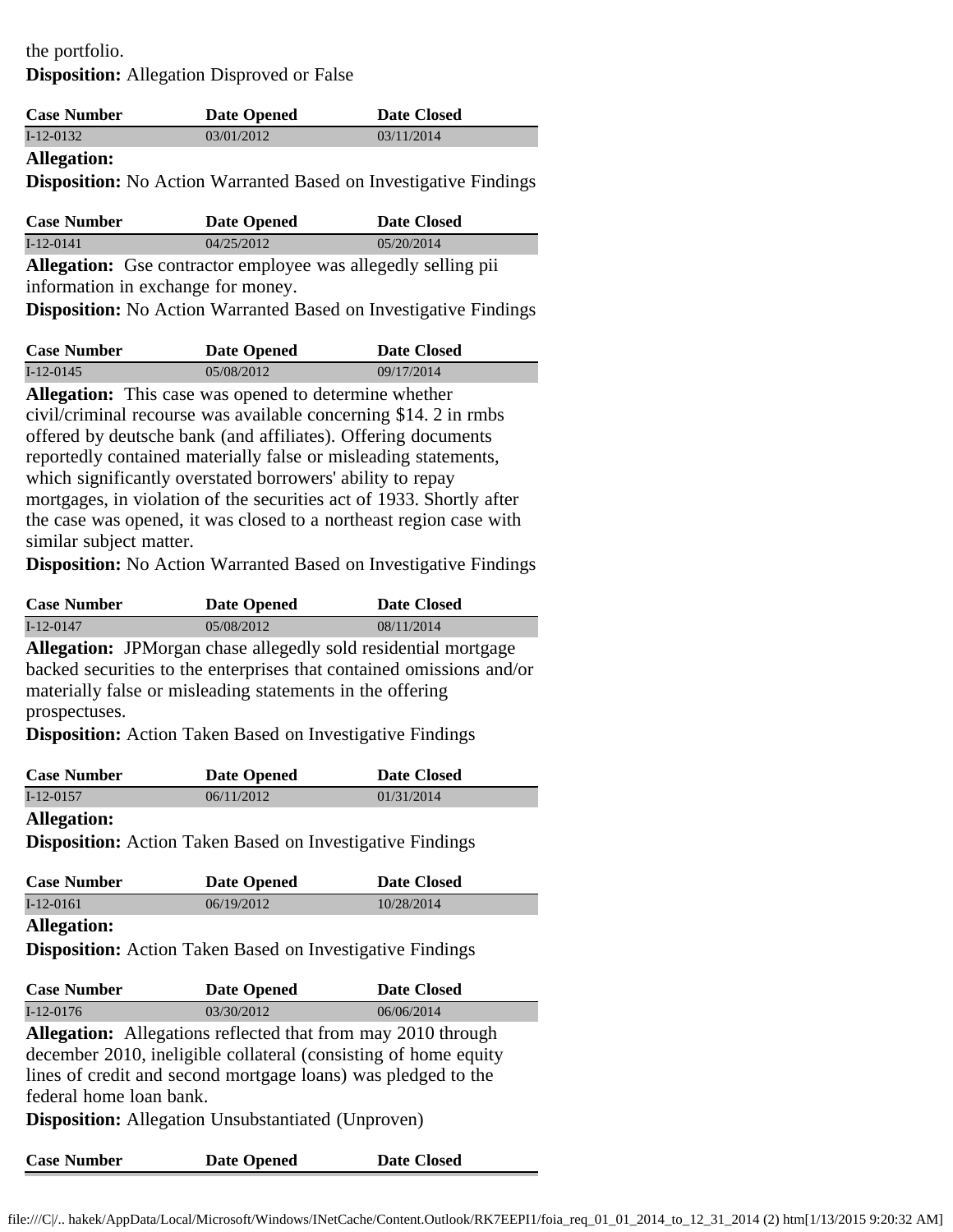the portfolio.

**Disposition:** Allegation Disproved or False

| Case Number | Date Opened | Date Closed |
|---|---|---|
| I-12-0132 | 03/01/2012 | 03/11/2014 |

**Allegation:**

**Disposition:** No Action Warranted Based on Investigative Findings

| Case Number | Date Opened | Date Closed |
|---|---|---|
| I-12-0141 | 04/25/2012 | 05/20/2014 |

**Allegation:** Gse contractor employee was allegedly selling pii information in exchange for money.

**Disposition:** No Action Warranted Based on Investigative Findings

| Case Number | Date Opened | Date Closed |
|---|---|---|
| I-12-0145 | 05/08/2012 | 09/17/2014 |

**Allegation:** This case was opened to determine whether civil/criminal recourse was available concerning $14. 2 in rmbs offered by deutsche bank (and affiliates). Offering documents reportedly contained materially false or misleading statements, which significantly overstated borrowers' ability to repay mortgages, in violation of the securities act of 1933. Shortly after the case was opened, it was closed to a northeast region case with similar subject matter.

**Disposition:** No Action Warranted Based on Investigative Findings

| Case Number | Date Opened | Date Closed |
|---|---|---|
| I-12-0147 | 05/08/2012 | 08/11/2014 |

**Allegation:** JPMorgan chase allegedly sold residential mortgage backed securities to the enterprises that contained omissions and/or materially false or misleading statements in the offering prospectuses.

**Disposition:** Action Taken Based on Investigative Findings

| Case Number | Date Opened | Date Closed |
|---|---|---|
| I-12-0157 | 06/11/2012 | 01/31/2014 |

**Allegation:**

**Disposition:** Action Taken Based on Investigative Findings

| Case Number | Date Opened | Date Closed |
|---|---|---|
| I-12-0161 | 06/19/2012 | 10/28/2014 |

**Allegation:**

**Disposition:** Action Taken Based on Investigative Findings

| Case Number | Date Opened | Date Closed |
|---|---|---|
| I-12-0176 | 03/30/2012 | 06/06/2014 |

**Allegation:** Allegations reflected that from may 2010 through december 2010, ineligible collateral (consisting of home equity lines of credit and second mortgage loans) was pledged to the federal home loan bank.

**Disposition:** Allegation Unsubstantiated (Unproven)

| Case Number | Date Opened | Date Closed |
|---|---|---|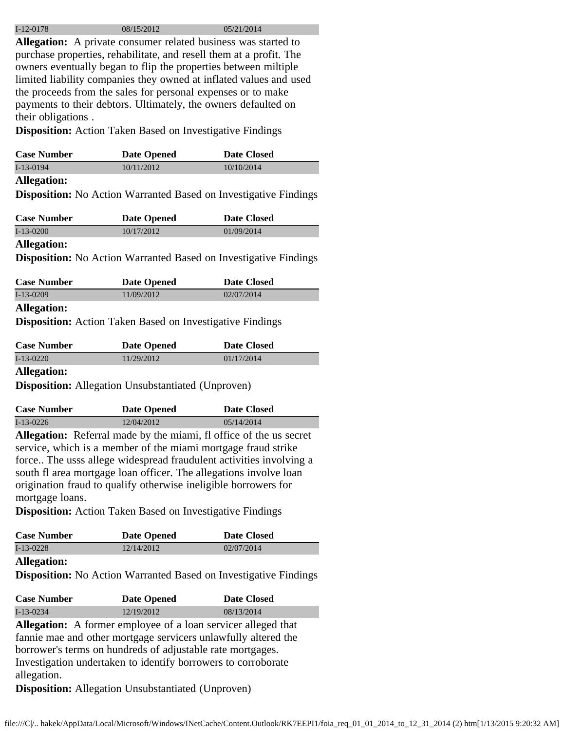| | | |
|---|---|---|
| I-12-0178 | 08/15/2012 | 05/21/2014 |

**Allegation:** A private consumer related business was started to purchase properties, rehabilitate, and resell them at a profit. The owners eventually began to flip the properties between miltiple limited liability companies they owned at inflated values and used the proceeds from the sales for personal expenses or to make payments to their debtors. Ultimately, the owners defaulted on their obligations .

**Disposition:** Action Taken Based on Investigative Findings

| Case Number | Date Opened | Date Closed |
|---|---|---|
| I-13-0194 | 10/11/2012 | 10/10/2014 |

**Allegation:**

**Disposition:** No Action Warranted Based on Investigative Findings

| Case Number | Date Opened | Date Closed |
|---|---|---|
| I-13-0200 | 10/17/2012 | 01/09/2014 |

**Allegation:**

**Disposition:** No Action Warranted Based on Investigative Findings

| Case Number | Date Opened | Date Closed |
|---|---|---|
| I-13-0209 | 11/09/2012 | 02/07/2014 |

**Allegation:**

**Disposition:** Action Taken Based on Investigative Findings

| Case Number | Date Opened | Date Closed |
|---|---|---|
| I-13-0220 | 11/29/2012 | 01/17/2014 |

**Allegation:**

**Disposition:** Allegation Unsubstantiated (Unproven)

| Case Number | Date Opened | Date Closed |
|---|---|---|
| I-13-0226 | 12/04/2012 | 05/14/2014 |

**Allegation:** Referral made by the miami, fl office of the us secret service, which is a member of the miami mortgage fraud strike force.. The usss allege widespread fraudulent activities involving a south fl area mortgage loan officer. The allegations involve loan origination fraud to qualify otherwise ineligible borrowers for mortgage loans.

**Disposition:** Action Taken Based on Investigative Findings

| Case Number | Date Opened | Date Closed |
|---|---|---|
| I-13-0228 | 12/14/2012 | 02/07/2014 |

**Allegation:**

**Disposition:** No Action Warranted Based on Investigative Findings

| Case Number | Date Opened | Date Closed |
|---|---|---|
| I-13-0234 | 12/19/2012 | 08/13/2014 |

**Allegation:** A former employee of a loan servicer alleged that fannie mae and other mortgage servicers unlawfully altered the borrower's terms on hundreds of adjustable rate mortgages. Investigation undertaken to identify borrowers to corroborate allegation.

**Disposition:** Allegation Unsubstantiated (Unproven)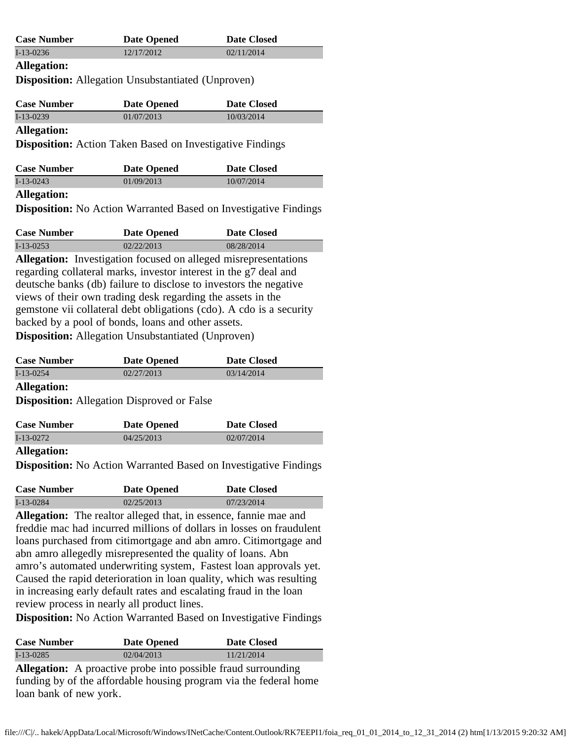| Case Number | Date Opened | Date Closed |
|---|---|---|
| I-13-0236 | 12/17/2012 | 02/11/2014 |

**Allegation:**

**Disposition:** Allegation Unsubstantiated (Unproven)

| Case Number | Date Opened | Date Closed |
|---|---|---|
| I-13-0239 | 01/07/2013 | 10/03/2014 |

**Allegation:**

**Disposition:** Action Taken Based on Investigative Findings

| Case Number | Date Opened | Date Closed |
|---|---|---|
| I-13-0243 | 01/09/2013 | 10/07/2014 |

**Allegation:**

**Disposition:** No Action Warranted Based on Investigative Findings

| Case Number | Date Opened | Date Closed |
|---|---|---|
| I-13-0253 | 02/22/2013 | 08/28/2014 |

**Allegation:** Investigation focused on alleged misrepresentations regarding collateral marks, investor interest in the g7 deal and deutsche banks (db) failure to disclose to investors the negative views of their own trading desk regarding the assets in the gemstone vii collateral debt obligations (cdo). A cdo is a security backed by a pool of bonds, loans and other assets.

**Disposition:** Allegation Unsubstantiated (Unproven)

| Case Number | Date Opened | Date Closed |
|---|---|---|
| I-13-0254 | 02/27/2013 | 03/14/2014 |

**Allegation:**

**Disposition:** Allegation Disproved or False

| Case Number | Date Opened | Date Closed |
|---|---|---|
| I-13-0272 | 04/25/2013 | 02/07/2014 |

**Allegation:**

**Disposition:** No Action Warranted Based on Investigative Findings

| Case Number | Date Opened | Date Closed |
|---|---|---|
| I-13-0284 | 02/25/2013 | 07/23/2014 |

**Allegation:** The realtor alleged that, in essence, fannie mae and freddie mac had incurred millions of dollars in losses on fraudulent loans purchased from citimortgage and abn amro. Citimortgage and abn amro allegedly misrepresented the quality of loans. Abn amro's automated underwriting system, Fastest loan approvals yet. Caused the rapid deterioration in loan quality, which was resulting in increasing early default rates and escalating fraud in the loan review process in nearly all product lines.

**Disposition:** No Action Warranted Based on Investigative Findings

| Case Number | Date Opened | Date Closed |
|---|---|---|
| I-13-0285 | 02/04/2013 | 11/21/2014 |

**Allegation:** A proactive probe into possible fraud surrounding funding by of the affordable housing program via the federal home loan bank of new york.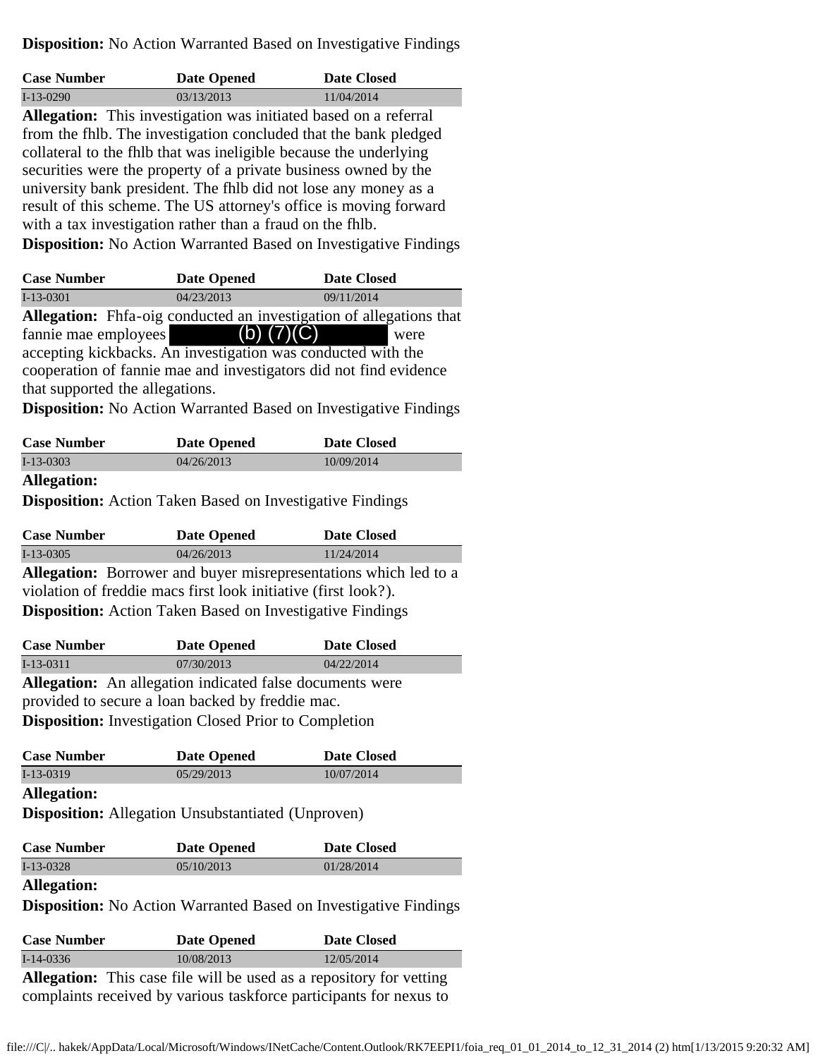**Disposition:** No Action Warranted Based on Investigative Findings

| Case Number | Date Opened | Date Closed |
|---|---|---|
| I-13-0290 | 03/13/2013 | 11/04/2014 |

**Allegation:** This investigation was initiated based on a referral from the fhlb. The investigation concluded that the bank pledged collateral to the fhlb that was ineligible because the underlying securities were the property of a private business owned by the university bank president. The fhlb did not lose any money as a result of this scheme. The US attorney's office is moving forward with a tax investigation rather than a fraud on the fhlb.

**Disposition:** No Action Warranted Based on Investigative Findings

| Case Number | Date Opened | Date Closed |
|---|---|---|
| I-13-0301 | 04/23/2013 | 09/11/2014 |

**Allegation:** Fhfa-oig conducted an investigation of allegations that fannie mae employees (b) (7)(C) were accepting kickbacks. An investigation was conducted with the cooperation of fannie mae and investigators did not find evidence that supported the allegations.

**Disposition:** No Action Warranted Based on Investigative Findings

| Case Number | Date Opened | Date Closed |
|---|---|---|
| I-13-0303 | 04/26/2013 | 10/09/2014 |

**Allegation:**

**Disposition:** Action Taken Based on Investigative Findings

| Case Number | Date Opened | Date Closed |
|---|---|---|
| I-13-0305 | 04/26/2013 | 11/24/2014 |

**Allegation:** Borrower and buyer misrepresentations which led to a violation of freddie macs first look initiative (first look?).

**Disposition:** Action Taken Based on Investigative Findings

| Case Number | Date Opened | Date Closed |
|---|---|---|
| I-13-0311 | 07/30/2013 | 04/22/2014 |

**Allegation:** An allegation indicated false documents were provided to secure a loan backed by freddie mac.

**Disposition:** Investigation Closed Prior to Completion

| Case Number | Date Opened | Date Closed |
|---|---|---|
| I-13-0319 | 05/29/2013 | 10/07/2014 |

**Allegation:**

**Disposition:** Allegation Unsubstantiated (Unproven)

| Case Number | Date Opened | Date Closed |
|---|---|---|
| I-13-0328 | 05/10/2013 | 01/28/2014 |

**Allegation:**

**Disposition:** No Action Warranted Based on Investigative Findings

| Case Number | Date Opened | Date Closed |
|---|---|---|
| I-14-0336 | 10/08/2013 | 12/05/2014 |

**Allegation:** This case file will be used as a repository for vetting complaints received by various taskforce participants for nexus to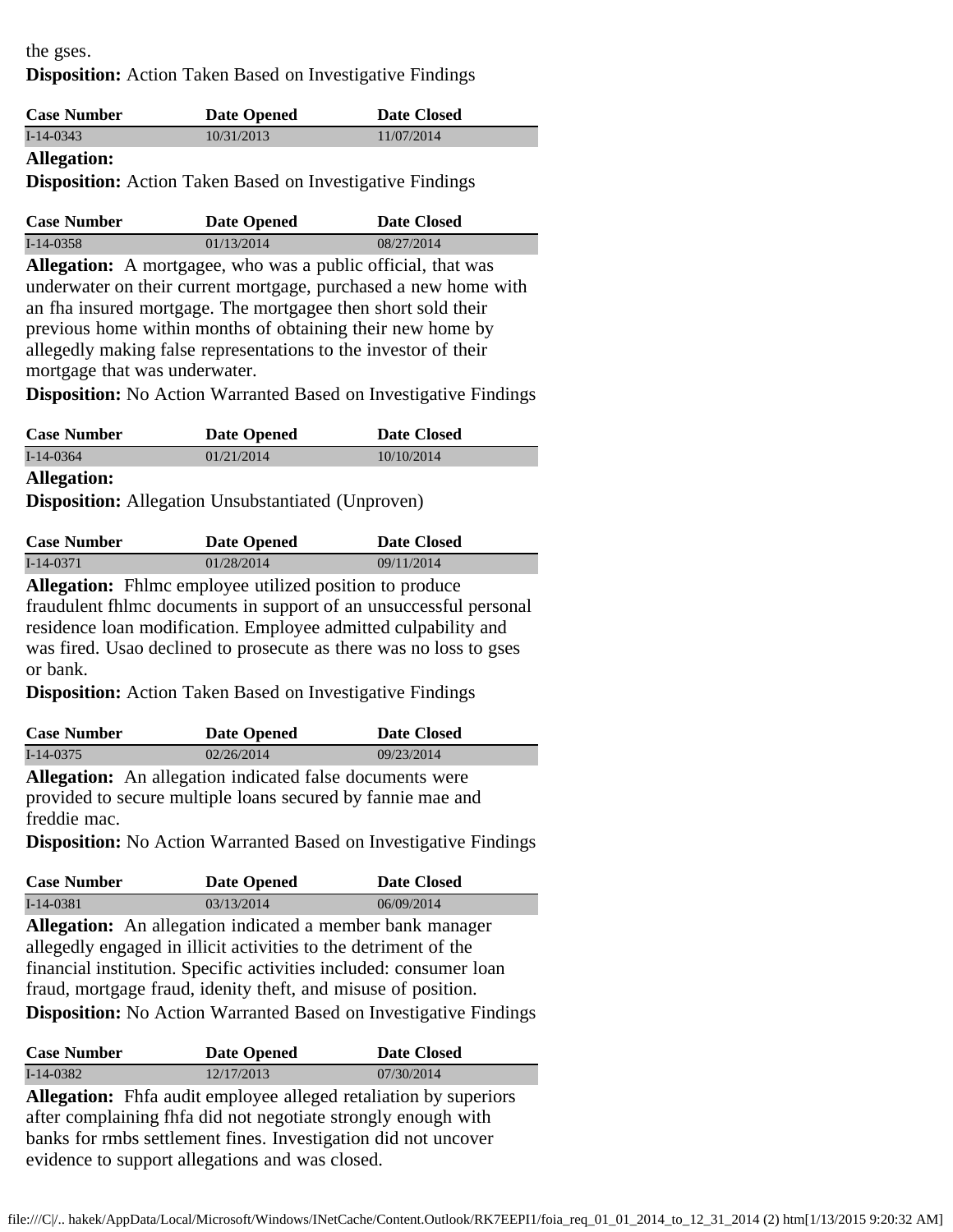the gses.

**Disposition:** Action Taken Based on Investigative Findings

| Case Number | Date Opened | Date Closed |
|---|---|---|
| I-14-0343 | 10/31/2013 | 11/07/2014 |

**Allegation:**

**Disposition:** Action Taken Based on Investigative Findings

| Case Number | Date Opened | Date Closed |
|---|---|---|
| I-14-0358 | 01/13/2014 | 08/27/2014 |

**Allegation:** A mortgagee, who was a public official, that was underwater on their current mortgage, purchased a new home with an fha insured mortgage. The mortgagee then short sold their previous home within months of obtaining their new home by allegedly making false representations to the investor of their mortgage that was underwater.

**Disposition:** No Action Warranted Based on Investigative Findings

| Case Number | Date Opened | Date Closed |
|---|---|---|
| I-14-0364 | 01/21/2014 | 10/10/2014 |

**Allegation:**

**Disposition:** Allegation Unsubstantiated (Unproven)

| Case Number | Date Opened | Date Closed |
|---|---|---|
| I-14-0371 | 01/28/2014 | 09/11/2014 |

**Allegation:** Fhlmc employee utilized position to produce fraudulent fhlmc documents in support of an unsuccessful personal residence loan modification. Employee admitted culpability and was fired. Usao declined to prosecute as there was no loss to gses or bank.

**Disposition:** Action Taken Based on Investigative Findings

| Case Number | Date Opened | Date Closed |
|---|---|---|
| I-14-0375 | 02/26/2014 | 09/23/2014 |

**Allegation:** An allegation indicated false documents were provided to secure multiple loans secured by fannie mae and freddie mac.

**Disposition:** No Action Warranted Based on Investigative Findings

| Case Number | Date Opened | Date Closed |
|---|---|---|
| I-14-0381 | 03/13/2014 | 06/09/2014 |

**Allegation:** An allegation indicated a member bank manager allegedly engaged in illicit activities to the detriment of the financial institution. Specific activities included: consumer loan fraud, mortgage fraud, idenity theft, and misuse of position.

**Disposition:** No Action Warranted Based on Investigative Findings

| Case Number | Date Opened | Date Closed |
|---|---|---|
| I-14-0382 | 12/17/2013 | 07/30/2014 |

**Allegation:** Fhfa audit employee alleged retaliation by superiors after complaining fhfa did not negotiate strongly enough with banks for rmbs settlement fines. Investigation did not uncover evidence to support allegations and was closed.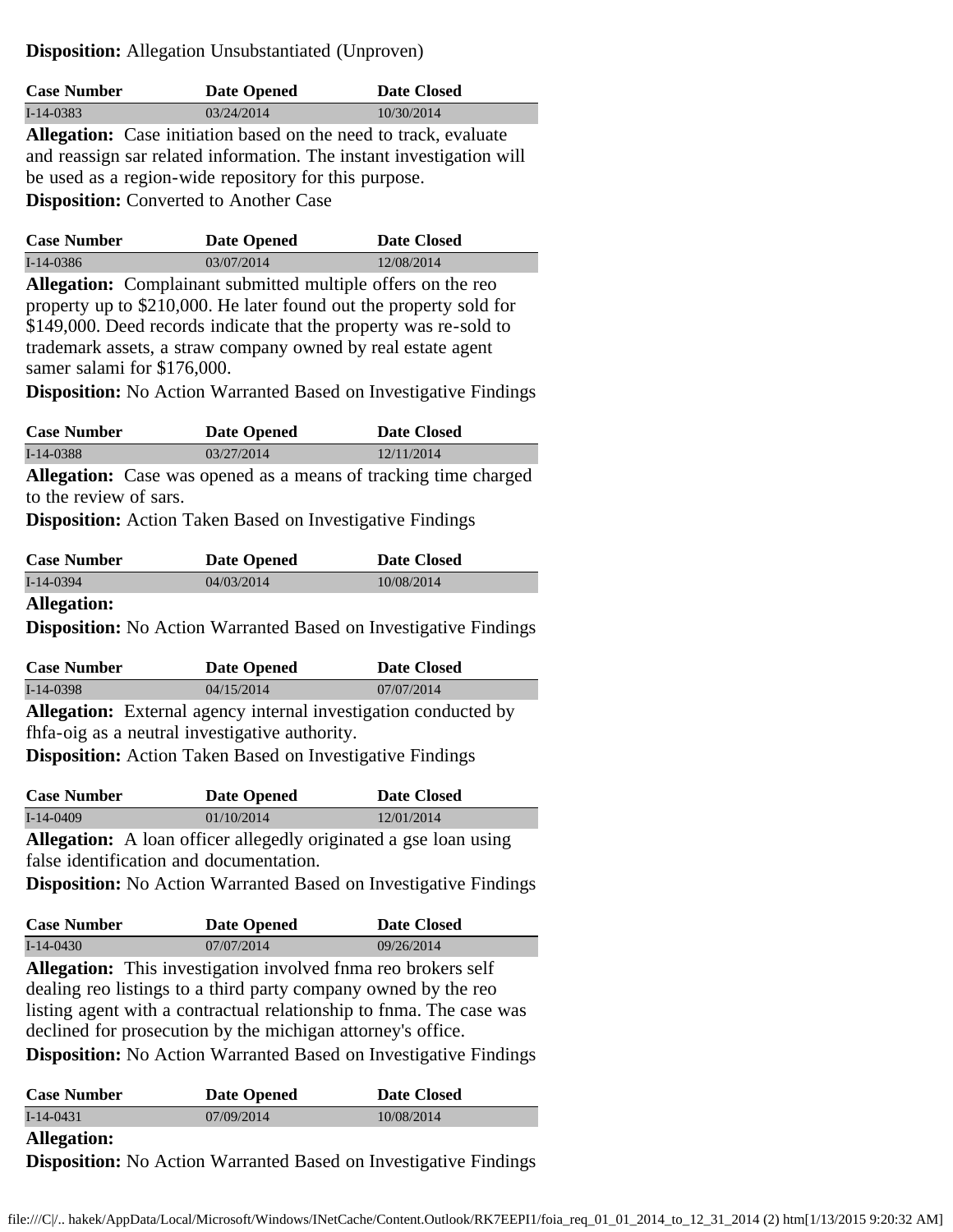**Disposition:** Allegation Unsubstantiated (Unproven)

| Case Number | Date Opened | Date Closed |
| --- | --- | --- |
| I-14-0383 | 03/24/2014 | 10/30/2014 |

**Allegation:** Case initiation based on the need to track, evaluate and reassign sar related information. The instant investigation will be used as a region-wide repository for this purpose.

**Disposition:** Converted to Another Case

| Case Number | Date Opened | Date Closed |
| --- | --- | --- |
| I-14-0386 | 03/07/2014 | 12/08/2014 |

**Allegation:** Complainant submitted multiple offers on the reo property up to $210,000. He later found out the property sold for $149,000. Deed records indicate that the property was re-sold to trademark assets, a straw company owned by real estate agent samer salami for $176,000.

**Disposition:** No Action Warranted Based on Investigative Findings

| Case Number | Date Opened | Date Closed |
| --- | --- | --- |
| I-14-0388 | 03/27/2014 | 12/11/2014 |

**Allegation:** Case was opened as a means of tracking time charged to the review of sars.

**Disposition:** Action Taken Based on Investigative Findings

| Case Number | Date Opened | Date Closed |
| --- | --- | --- |
| I-14-0394 | 04/03/2014 | 10/08/2014 |

**Allegation:**

**Disposition:** No Action Warranted Based on Investigative Findings

| Case Number | Date Opened | Date Closed |
| --- | --- | --- |
| I-14-0398 | 04/15/2014 | 07/07/2014 |

**Allegation:** External agency internal investigation conducted by fhfa-oig as a neutral investigative authority.

**Disposition:** Action Taken Based on Investigative Findings

| Case Number | Date Opened | Date Closed |
| --- | --- | --- |
| I-14-0409 | 01/10/2014 | 12/01/2014 |

**Allegation:** A loan officer allegedly originated a gse loan using false identification and documentation.

**Disposition:** No Action Warranted Based on Investigative Findings

| Case Number | Date Opened | Date Closed |
| --- | --- | --- |
| I-14-0430 | 07/07/2014 | 09/26/2014 |

**Allegation:** This investigation involved fnma reo brokers self dealing reo listings to a third party company owned by the reo listing agent with a contractual relationship to fnma. The case was declined for prosecution by the michigan attorney's office.

**Disposition:** No Action Warranted Based on Investigative Findings

| Case Number | Date Opened | Date Closed |
| --- | --- | --- |
| I-14-0431 | 07/09/2014 | 10/08/2014 |

**Allegation:**

**Disposition:** No Action Warranted Based on Investigative Findings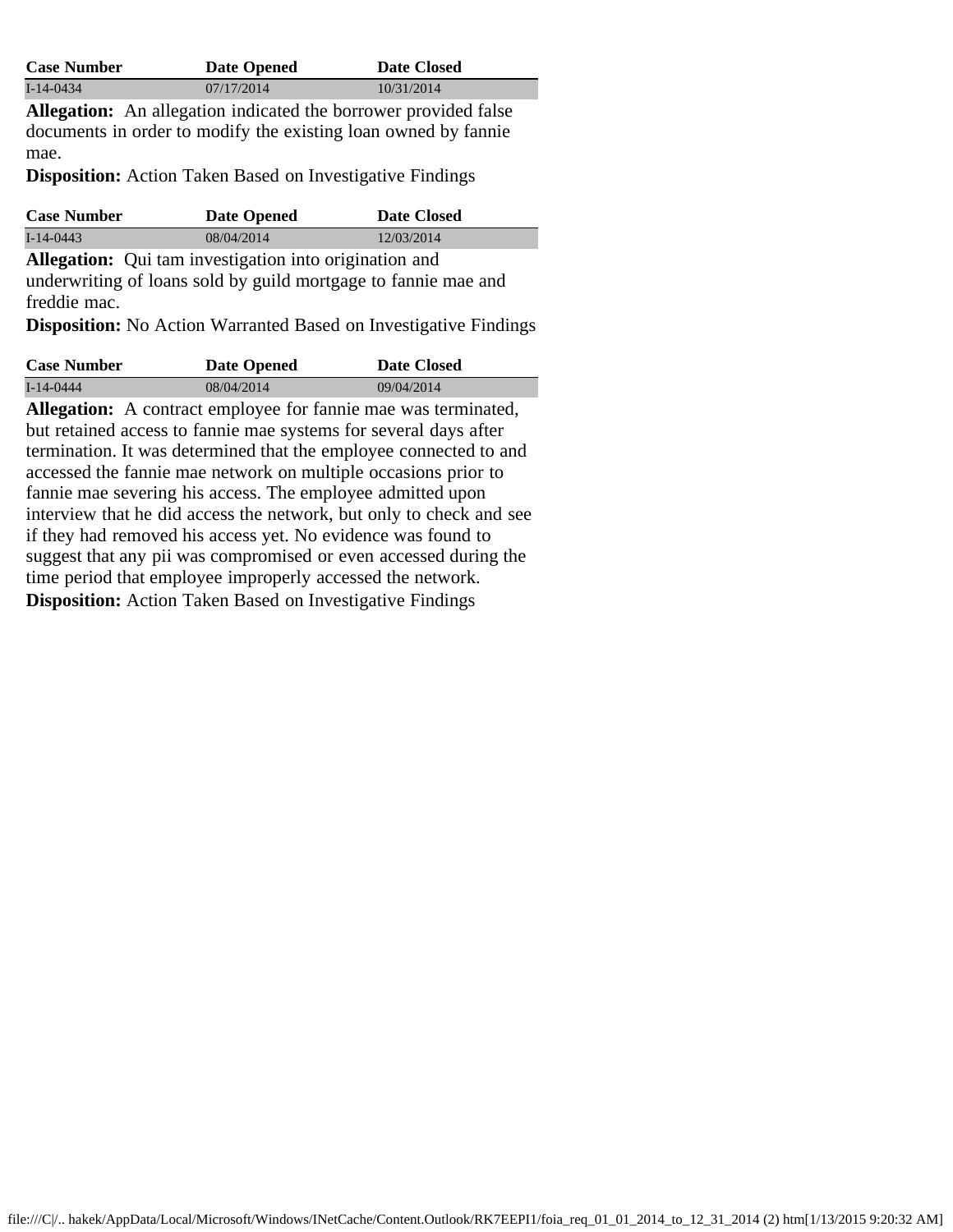| Case Number | Date Opened | Date Closed |
|---|---|---|
| I-14-0434 | 07/17/2014 | 10/31/2014 |

**Allegation:** An allegation indicated the borrower provided false documents in order to modify the existing loan owned by fannie mae.

**Disposition:** Action Taken Based on Investigative Findings

| Case Number | Date Opened | Date Closed |
|---|---|---|
| I-14-0443 | 08/04/2014 | 12/03/2014 |

**Allegation:** Qui tam investigation into origination and underwriting of loans sold by guild mortgage to fannie mae and freddie mac.

**Disposition:** No Action Warranted Based on Investigative Findings

| Case Number | Date Opened | Date Closed |
|---|---|---|
| I-14-0444 | 08/04/2014 | 09/04/2014 |

**Allegation:** A contract employee for fannie mae was terminated, but retained access to fannie mae systems for several days after termination. It was determined that the employee connected to and accessed the fannie mae network on multiple occasions prior to fannie mae severing his access. The employee admitted upon interview that he did access the network, but only to check and see if they had removed his access yet. No evidence was found to suggest that any pii was compromised or even accessed during the time period that employee improperly accessed the network.

**Disposition:** Action Taken Based on Investigative Findings